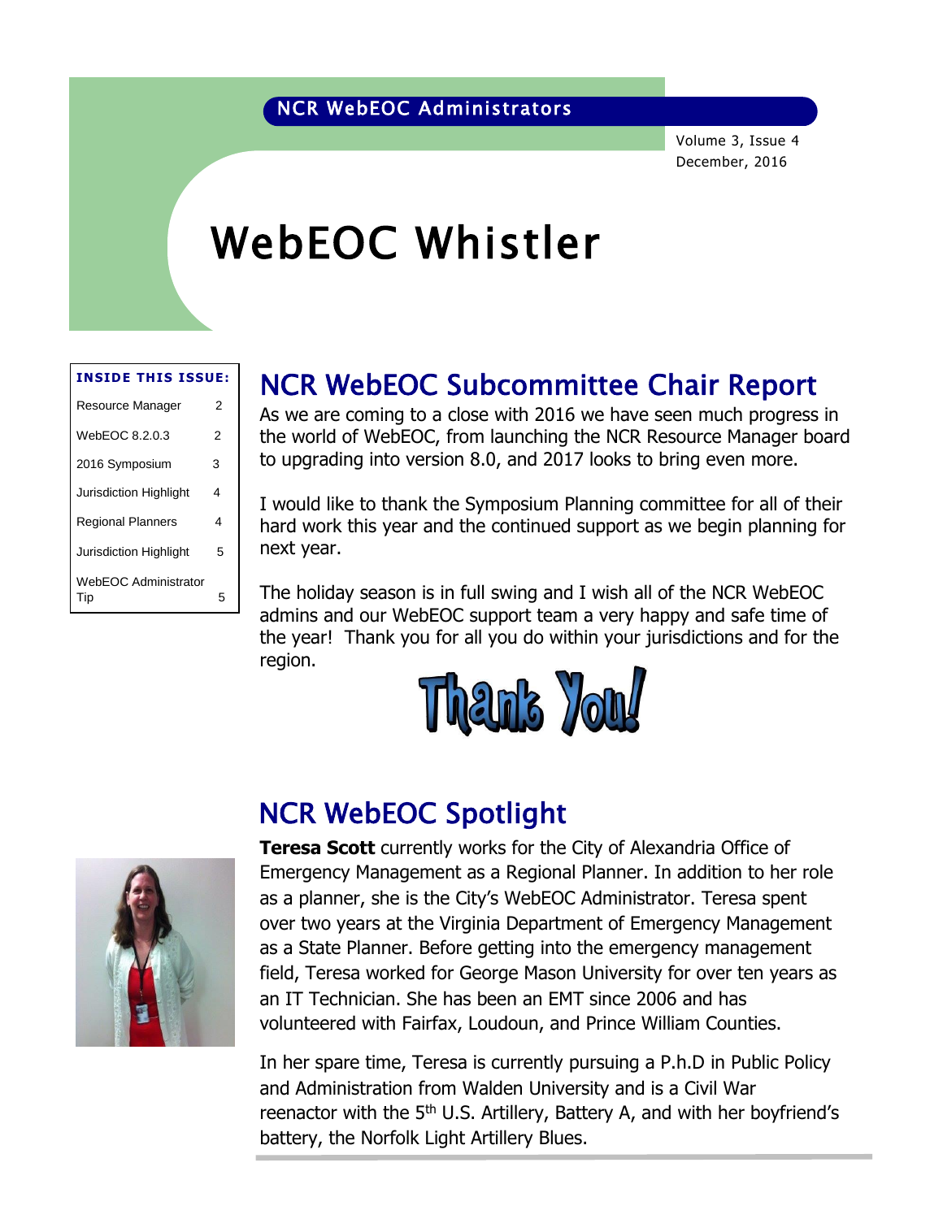NCR WebEOC Administrators

Volume 3, Issue 4
December, 2016

# WebEOC Whistler

| INSIDE THIS ISSUE: | |
|---|---|
| Resource Manager | 2 |
| WebEOC 8.2.0.3 | 2 |
| 2016 Symposium | 3 |
| Jurisdiction Highlight | 4 |
| Regional Planners | 4 |
| Jurisdiction Highlight | 5 |
| WebEOC Administrator Tip | 5 |

## NCR WebEOC Subcommittee Chair Report

As we are coming to a close with 2016 we have seen much progress in the world of WebEOC, from launching the NCR Resource Manager board to upgrading into version 8.0, and 2017 looks to bring even more.

I would like to thank the Symposium Planning committee for all of their hard work this year and the continued support as we begin planning for next year.

The holiday season is in full swing and I wish all of the NCR WebEOC admins and our WebEOC support team a very happy and safe time of the year! Thank you for all you do within your jurisdictions and for the region.

Thank You!

## NCR WebEOC Spotlight

**Teresa Scott** currently works for the City of Alexandria Office of Emergency Management as a Regional Planner. In addition to her role as a planner, she is the City's WebEOC Administrator. Teresa spent over two years at the Virginia Department of Emergency Management as a State Planner. Before getting into the emergency management field, Teresa worked for George Mason University for over ten years as an IT Technician. She has been an EMT since 2006 and has volunteered with Fairfax, Loudoun, and Prince William Counties.

In her spare time, Teresa is currently pursuing a P.h.D in Public Policy and Administration from Walden University and is a Civil War reenactor with the 5th U.S. Artillery, Battery A, and with her boyfriend's battery, the Norfolk Light Artillery Blues.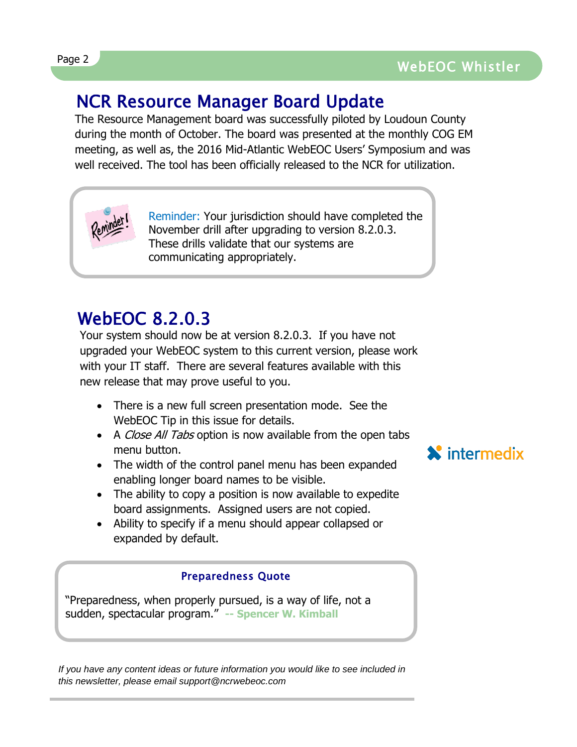## NCR Resource Manager Board Update

The Resource Management board was successfully piloted by Loudoun County during the month of October. The board was presented at the monthly COG EM meeting, as well as, the 2016 Mid-Atlantic WebEOC Users' Symposium and was well received. The tool has been officially released to the NCR for utilization.

Reminder: Your jurisdiction should have completed the November drill after upgrading to version 8.2.0.3. These drills validate that our systems are communicating appropriately.

## WebEOC 8.2.0.3

Your system should now be at version 8.2.0.3. If you have not upgraded your WebEOC system to this current version, please work with your IT staff. There are several features available with this new release that may prove useful to you.

- There is a new full screen presentation mode. See the WebEOC Tip in this issue for details.
- A *Close All Tabs* option is now available from the open tabs menu button.
- The width of the control panel menu has been expanded enabling longer board names to be visible.
- The ability to copy a position is now available to expedite board assignments. Assigned users are not copied.
- Ability to specify if a menu should appear collapsed or expanded by default.

intermedix

**Preparedness Quote**

"Preparedness, when properly pursued, is a way of life, not a sudden, spectacular program." **-- Spencer W. Kimball**

*If you have any content ideas or future information you would like to see included in this newsletter, please email support@ncrwebeoc.com*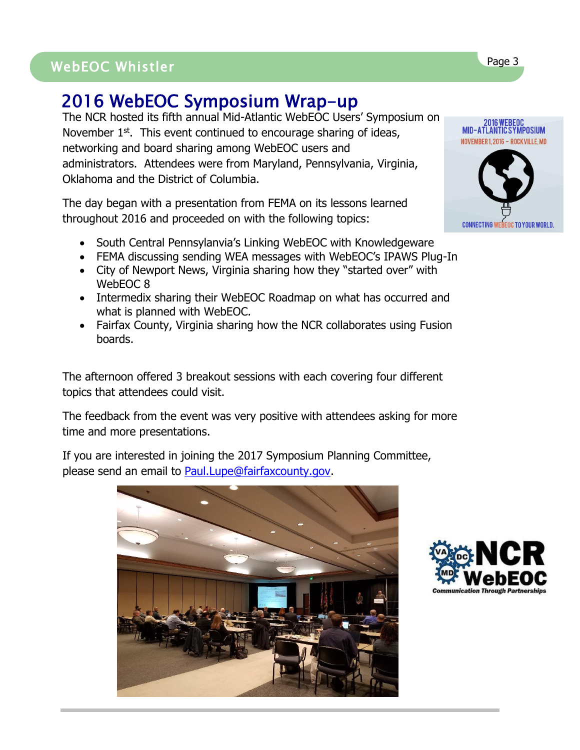# 2016 WebEOC Symposium Wrap-up

The NCR hosted its fifth annual Mid-Atlantic WebEOC Users' Symposium on November 1st. This event continued to encourage sharing of ideas, networking and board sharing among WebEOC users and administrators. Attendees were from Maryland, Pennsylvania, Virginia, Oklahoma and the District of Columbia.

The day began with a presentation from FEMA on its lessons learned throughout 2016 and proceeded on with the following topics:

- South Central Pennsylanvia's Linking WebEOC with Knowledgeware
- FEMA discussing sending WEA messages with WebEOC's IPAWS Plug-In
- City of Newport News, Virginia sharing how they "started over" with WebEOC 8
- Intermedix sharing their WebEOC Roadmap on what has occurred and what is planned with WebEOC.
- Fairfax County, Virginia sharing how the NCR collaborates using Fusion boards.

The afternoon offered 3 breakout sessions with each covering four different topics that attendees could visit.

The feedback from the event was very positive with attendees asking for more time and more presentations.

If you are interested in joining the 2017 Symposium Planning Committee, please send an email to Paul.Lupe@fairfaxcounty.gov.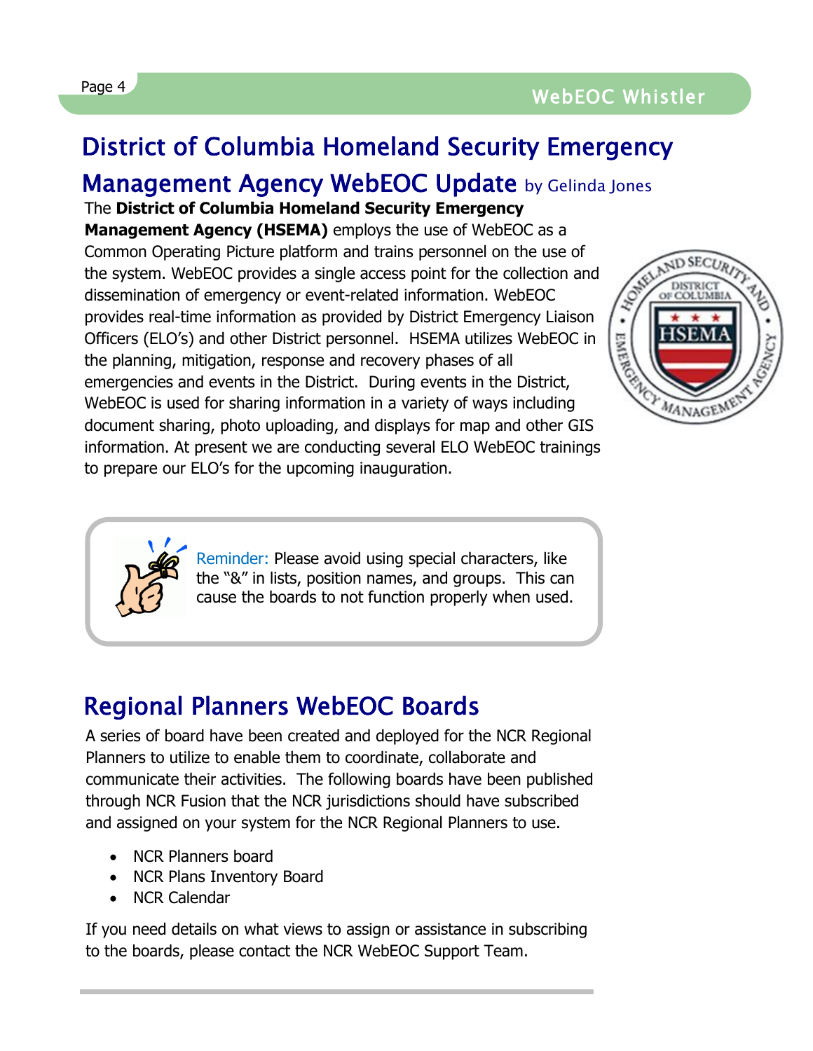# District of Columbia Homeland Security Emergency Management Agency WebEOC Update by Gelinda Jones

The **District of Columbia Homeland Security Emergency Management Agency (HSEMA)** employs the use of WebEOC as a Common Operating Picture platform and trains personnel on the use of the system. WebEOC provides a single access point for the collection and dissemination of emergency or event-related information. WebEOC provides real-time information as provided by District Emergency Liaison Officers (ELO's) and other District personnel. HSEMA utilizes WebEOC in the planning, mitigation, response and recovery phases of all emergencies and events in the District. During events in the District, WebEOC is used for sharing information in a variety of ways including document sharing, photo uploading, and displays for map and other GIS information. At present we are conducting several ELO WebEOC trainings to prepare our ELO's for the upcoming inauguration.

Reminder: Please avoid using special characters, like the "&" in lists, position names, and groups. This can cause the boards to not function properly when used.

# Regional Planners WebEOC Boards

A series of board have been created and deployed for the NCR Regional Planners to utilize to enable them to coordinate, collaborate and communicate their activities. The following boards have been published through NCR Fusion that the NCR jurisdictions should have subscribed and assigned on your system for the NCR Regional Planners to use.

- NCR Planners board
- NCR Plans Inventory Board
- NCR Calendar

If you need details on what views to assign or assistance in subscribing to the boards, please contact the NCR WebEOC Support Team.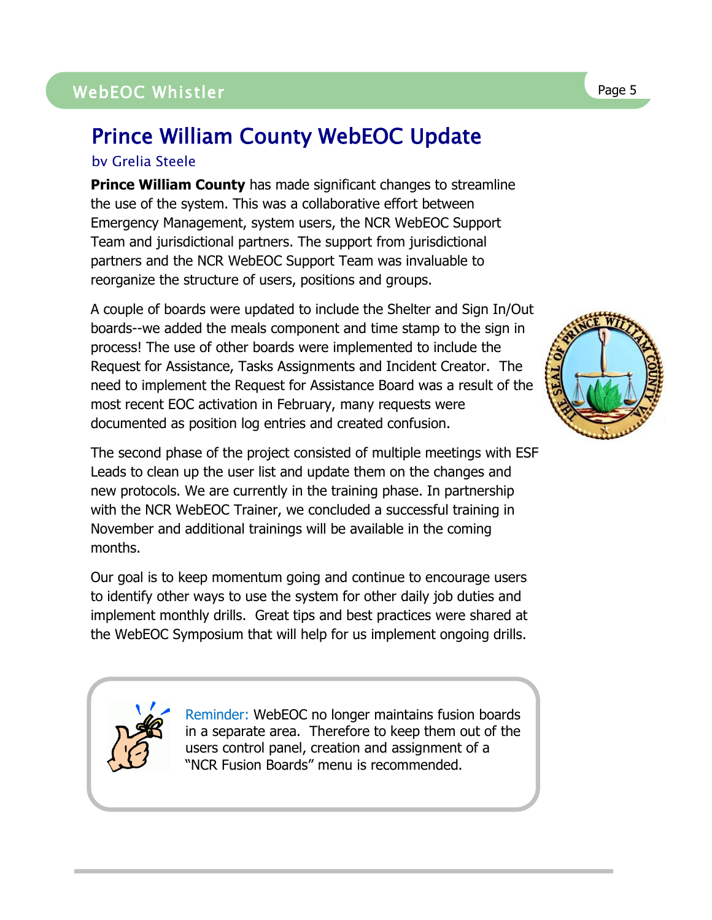# Prince William County WebEOC Update

by Grelia Steele

**Prince William County** has made significant changes to streamline the use of the system. This was a collaborative effort between Emergency Management, system users, the NCR WebEOC Support Team and jurisdictional partners. The support from jurisdictional partners and the NCR WebEOC Support Team was invaluable to reorganize the structure of users, positions and groups.

A couple of boards were updated to include the Shelter and Sign In/Out boards--we added the meals component and time stamp to the sign in process! The use of other boards were implemented to include the Request for Assistance, Tasks Assignments and Incident Creator. The need to implement the Request for Assistance Board was a result of the most recent EOC activation in February, many requests were documented as position log entries and created confusion.

The second phase of the project consisted of multiple meetings with ESF Leads to clean up the user list and update them on the changes and new protocols. We are currently in the training phase. In partnership with the NCR WebEOC Trainer, we concluded a successful training in November and additional trainings will be available in the coming months.

Our goal is to keep momentum going and continue to encourage users to identify other ways to use the system for other daily job duties and implement monthly drills. Great tips and best practices were shared at the WebEOC Symposium that will help for us implement ongoing drills.

Reminder: WebEOC no longer maintains fusion boards in a separate area. Therefore to keep them out of the users control panel, creation and assignment of a "NCR Fusion Boards" menu is recommended.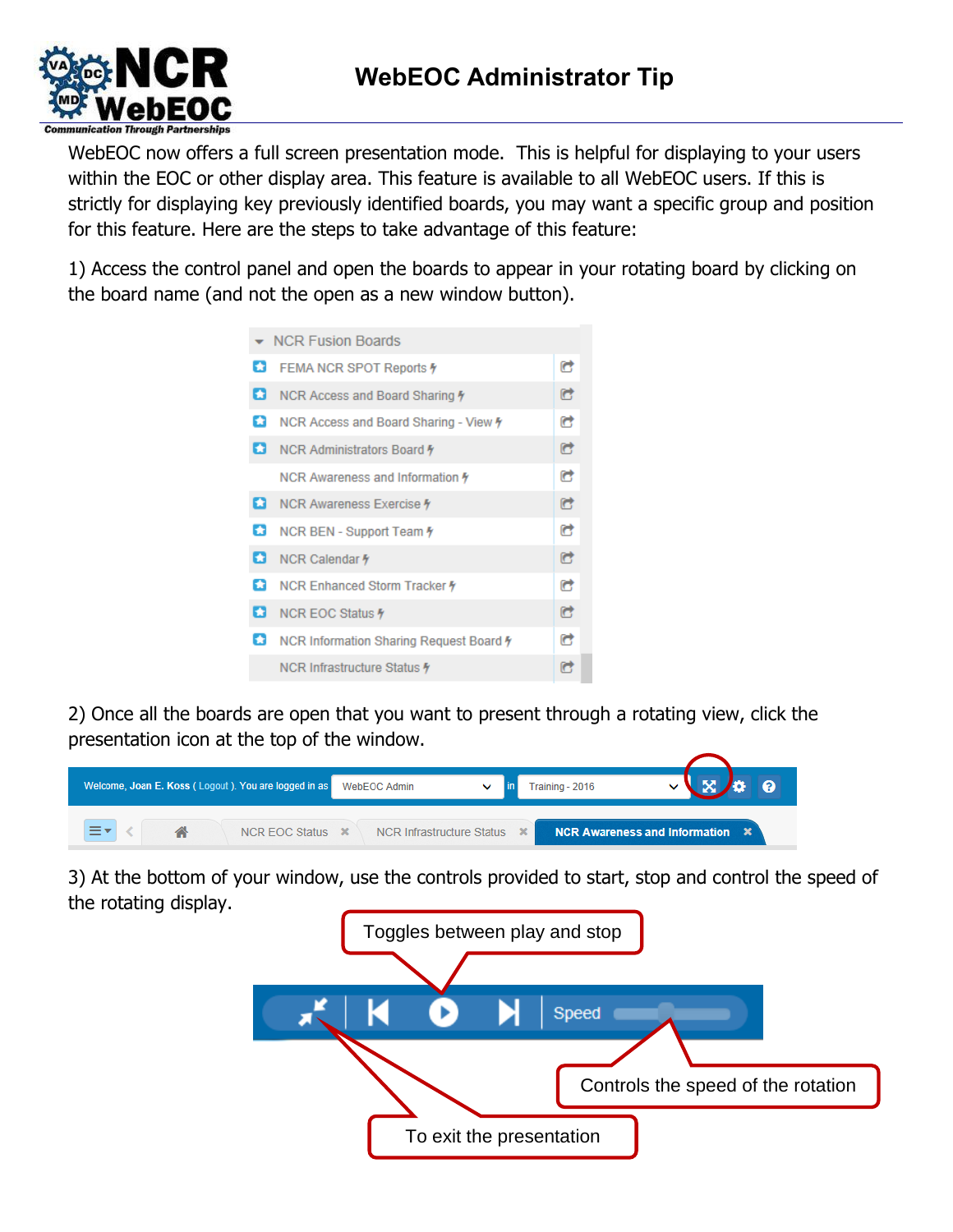# WebEOC Administrator Tip

WebEOC now offers a full screen presentation mode. This is helpful for displaying to your users within the EOC or other display area. This feature is available to all WebEOC users. If this is strictly for displaying key previously identified boards, you may want a specific group and position for this feature. Here are the steps to take advantage of this feature:

1) Access the control panel and open the boards to appear in your rotating board by clicking on the board name (and not the open as a new window button).

NCR Fusion Boards
FEMA NCR SPOT Reports
NCR Access and Board Sharing
NCR Access and Board Sharing - View
NCR Administrators Board
NCR Awareness and Information
NCR Awareness Exercise
NCR BEN - Support Team
NCR Calendar
NCR Enhanced Storm Tracker
NCR EOC Status
NCR Information Sharing Request Board
NCR Infrastructure Status

2) Once all the boards are open that you want to present through a rotating view, click the presentation icon at the top of the window.

Welcome, Joan E. Koss ( Logout ). You are logged in as WebEOC Admin in Training - 2016
NCR EOC Status | NCR Infrastructure Status | NCR Awareness and Information

3) At the bottom of your window, use the controls provided to start, stop and control the speed of the rotating display.

Toggles between play and stop
Speed
Controls the speed of the rotation
To exit the presentation